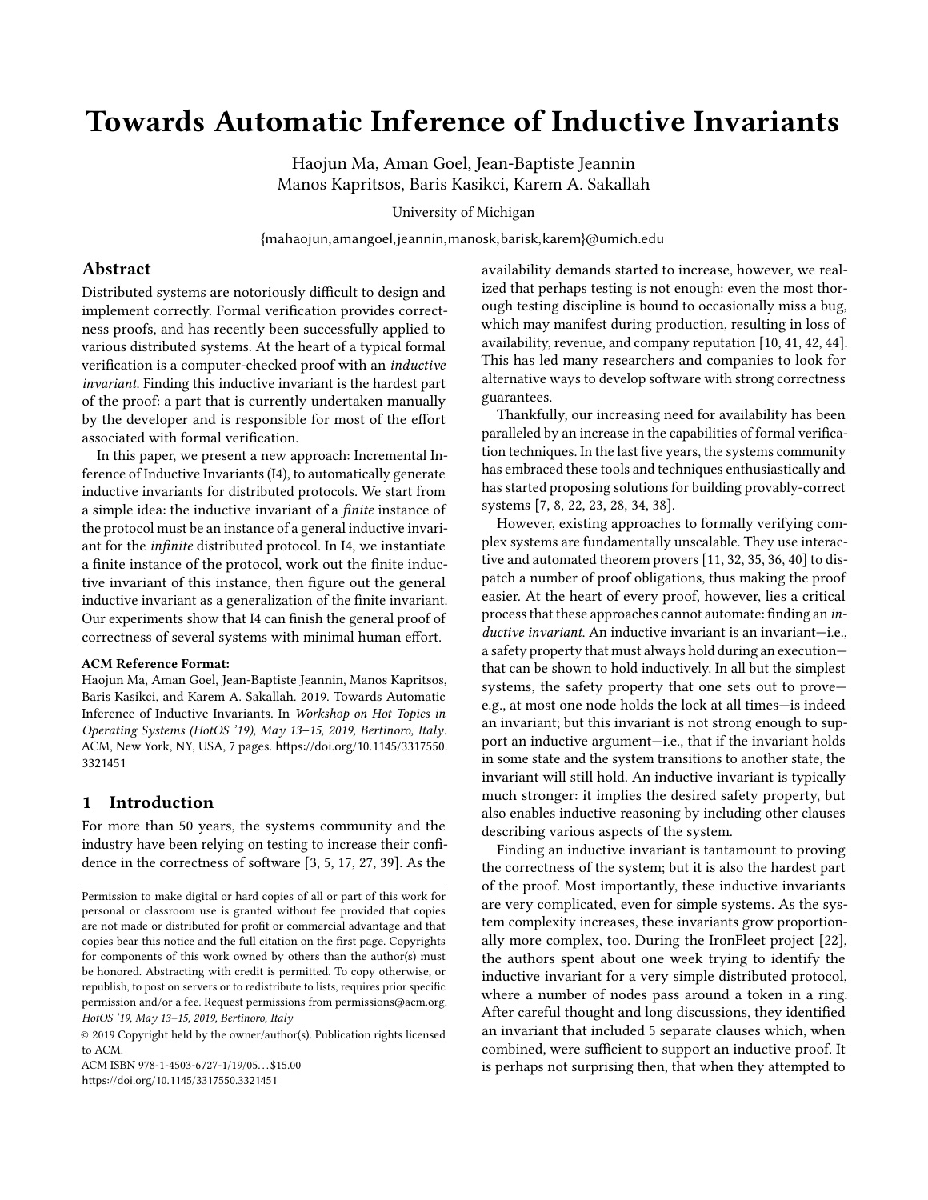# Towards Automatic Inference of Inductive Invariants

Haojun Ma, Aman Goel, Jean-Baptiste Jeannin
Manos Kapritsos, Baris Kasikci, Karem A. Sakallah

University of Michigan

{mahaojun,amangoel,jeannin,manosk,barisk,karem}@umich.edu

## Abstract

Distributed systems are notoriously difficult to design and implement correctly. Formal verification provides correctness proofs, and has recently been successfully applied to various distributed systems. At the heart of a typical formal verification is a computer-checked proof with an *inductive invariant*. Finding this inductive invariant is the hardest part of the proof: a part that is currently undertaken manually by the developer and is responsible for most of the effort associated with formal verification.

In this paper, we present a new approach: Incremental Inference of Inductive Invariants (I4), to automatically generate inductive invariants for distributed protocols. We start from a simple idea: the inductive invariant of a *finite* instance of the protocol must be an instance of a general inductive invariant for the *infinite* distributed protocol. In I4, we instantiate a finite instance of the protocol, work out the finite inductive invariant of this instance, then figure out the general inductive invariant as a generalization of the finite invariant. Our experiments show that I4 can finish the general proof of correctness of several systems with minimal human effort.

**ACM Reference Format:**
Haojun Ma, Aman Goel, Jean-Baptiste Jeannin, Manos Kapritsos, Baris Kasikci, and Karem A. Sakallah. 2019. Towards Automatic Inference of Inductive Invariants. In *Workshop on Hot Topics in Operating Systems (HotOS '19), May 13–15, 2019, Bertinoro, Italy.* ACM, New York, NY, USA, 7 pages. https://doi.org/10.1145/3317550.3321451

## 1 Introduction

For more than 50 years, the systems community and the industry have been relying on testing to increase their confidence in the correctness of software [3, 5, 17, 27, 39]. As the availability demands started to increase, however, we realized that perhaps testing is not enough: even the most thorough testing discipline is bound to occasionally miss a bug, which may manifest during production, resulting in loss of availability, revenue, and company reputation [10, 41, 42, 44]. This has led many researchers and companies to look for alternative ways to develop software with strong correctness guarantees.

Thankfully, our increasing need for availability has been paralleled by an increase in the capabilities of formal verification techniques. In the last five years, the systems community has embraced these tools and techniques enthusiastically and has started proposing solutions for building provably-correct systems [7, 8, 22, 23, 28, 34, 38].

However, existing approaches to formally verifying complex systems are fundamentally unscalable. They use interactive and automated theorem provers [11, 32, 35, 36, 40] to dispatch a number of proof obligations, thus making the proof easier. At the heart of every proof, however, lies a critical process that these approaches cannot automate: finding an *inductive invariant*. An inductive invariant is an invariant—i.e., a safety property that must always hold during an execution—that can be shown to hold inductively. In all but the simplest systems, the safety property that one sets out to prove—e.g., at most one node holds the lock at all times—is indeed an invariant; but this invariant is not strong enough to support an inductive argument—i.e., that if the invariant holds in some state and the system transitions to another state, the invariant will still hold. An inductive invariant is typically much stronger: it implies the desired safety property, but also enables inductive reasoning by including other clauses describing various aspects of the system.

Finding an inductive invariant is tantamount to proving the correctness of the system; but it is also the hardest part of the proof. Most importantly, these inductive invariants are very complicated, even for simple systems. As the system complexity increases, these invariants grow proportionally more complex, too. During the IronFleet project [22], the authors spent about one week trying to identify the inductive invariant for a very simple distributed protocol, where a number of nodes pass around a token in a ring. After careful thought and long discussions, they identified an invariant that included 5 separate clauses which, when combined, were sufficient to support an inductive proof. It is perhaps not surprising then, that when they attempted to

Permission to make digital or hard copies of all or part of this work for personal or classroom use is granted without fee provided that copies are not made or distributed for profit or commercial advantage and that copies bear this notice and the full citation on the first page. Copyrights for components of this work owned by others than the author(s) must be honored. Abstracting with credit is permitted. To copy otherwise, or republish, to post on servers or to redistribute to lists, requires prior specific permission and/or a fee. Request permissions from permissions@acm.org.
*HotOS '19, May 13–15, 2019, Bertinoro, Italy*

© 2019 Copyright held by the owner/author(s). Publication rights licensed to ACM.
ACM ISBN 978-1-4503-6727-1/19/05...$15.00
https://doi.org/10.1145/3317550.3321451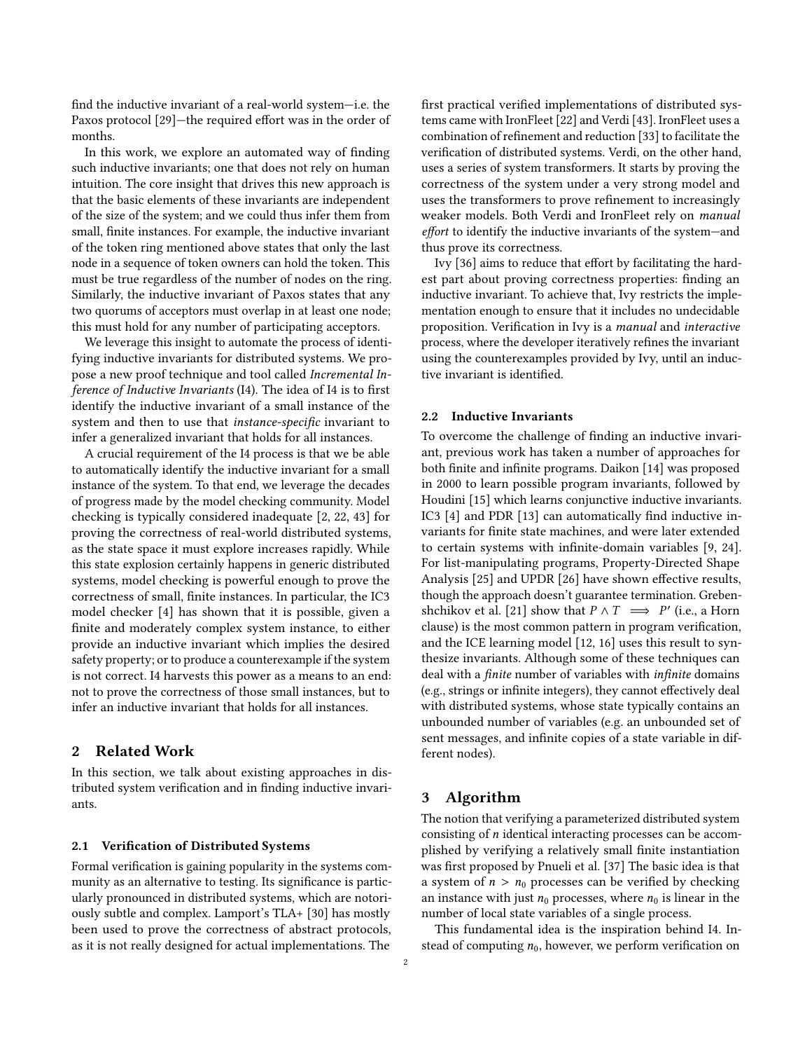find the inductive invariant of a real-world system—i.e. the Paxos protocol [29]—the required effort was in the order of months.

In this work, we explore an automated way of finding such inductive invariants; one that does not rely on human intuition. The core insight that drives this new approach is that the basic elements of these invariants are independent of the size of the system; and we could thus infer them from small, finite instances. For example, the inductive invariant of the token ring mentioned above states that only the last node in a sequence of token owners can hold the token. This must be true regardless of the number of nodes on the ring. Similarly, the inductive invariant of Paxos states that any two quorums of acceptors must overlap in at least one node; this must hold for any number of participating acceptors.

We leverage this insight to automate the process of identifying inductive invariants for distributed systems. We propose a new proof technique and tool called *Incremental Inference of Inductive Invariants* (I4). The idea of I4 is to first identify the inductive invariant of a small instance of the system and then to use that *instance-specific* invariant to infer a generalized invariant that holds for all instances.

A crucial requirement of the I4 process is that we be able to automatically identify the inductive invariant for a small instance of the system. To that end, we leverage the decades of progress made by the model checking community. Model checking is typically considered inadequate [2, 22, 43] for proving the correctness of real-world distributed systems, as the state space it must explore increases rapidly. While this state explosion certainly happens in generic distributed systems, model checking is powerful enough to prove the correctness of small, finite instances. In particular, the IC3 model checker [4] has shown that it is possible, given a finite and moderately complex system instance, to either provide an inductive invariant which implies the desired safety property; or to produce a counterexample if the system is not correct. I4 harvests this power as a means to an end: not to prove the correctness of those small instances, but to infer an inductive invariant that holds for all instances.

## 2 Related Work

In this section, we talk about existing approaches in distributed system verification and in finding inductive invariants.

### 2.1 Verification of Distributed Systems

Formal verification is gaining popularity in the systems community as an alternative to testing. Its significance is particularly pronounced in distributed systems, which are notoriously subtle and complex. Lamport's TLA+ [30] has mostly been used to prove the correctness of abstract protocols, as it is not really designed for actual implementations. The first practical verified implementations of distributed systems came with IronFleet [22] and Verdi [43]. IronFleet uses a combination of refinement and reduction [33] to facilitate the verification of distributed systems. Verdi, on the other hand, uses a series of system transformers. It starts by proving the correctness of the system under a very strong model and uses the transformers to prove refinement to increasingly weaker models. Both Verdi and IronFleet rely on *manual effort* to identify the inductive invariants of the system—and thus prove its correctness.

Ivy [36] aims to reduce that effort by facilitating the hardest part about proving correctness properties: finding an inductive invariant. To achieve that, Ivy restricts the implementation enough to ensure that it includes no undecidable proposition. Verification in Ivy is a *manual* and *interactive* process, where the developer iteratively refines the invariant using the counterexamples provided by Ivy, until an inductive invariant is identified.

### 2.2 Inductive Invariants

To overcome the challenge of finding an inductive invariant, previous work has taken a number of approaches for both finite and infinite programs. Daikon [14] was proposed in 2000 to learn possible program invariants, followed by Houdini [15] which learns conjunctive inductive invariants. IC3 [4] and PDR [13] can automatically find inductive invariants for finite state machines, and were later extended to certain systems with infinite-domain variables [9, 24]. For list-manipulating programs, Property-Directed Shape Analysis [25] and UPDR [26] have shown effective results, though the approach doesn't guarantee termination. Grebenshchikov et al. [21] show that $P \wedge T \implies P'$ (i.e., a Horn clause) is the most common pattern in program verification, and the ICE learning model [12, 16] uses this result to synthesize invariants. Although some of these techniques can deal with a *finite* number of variables with *infinite* domains (e.g., strings or infinite integers), they cannot effectively deal with distributed systems, whose state typically contains an unbounded number of variables (e.g. an unbounded set of sent messages, and infinite copies of a state variable in different nodes).

## 3 Algorithm

The notion that verifying a parameterized distributed system consisting of $n$ identical interacting processes can be accomplished by verifying a relatively small finite instantiation was first proposed by Pnueli et al. [37] The basic idea is that a system of $n > n_0$ processes can be verified by checking an instance with just $n_0$ processes, where $n_0$ is linear in the number of local state variables of a single process.

This fundamental idea is the inspiration behind I4. Instead of computing $n_0$, however, we perform verification on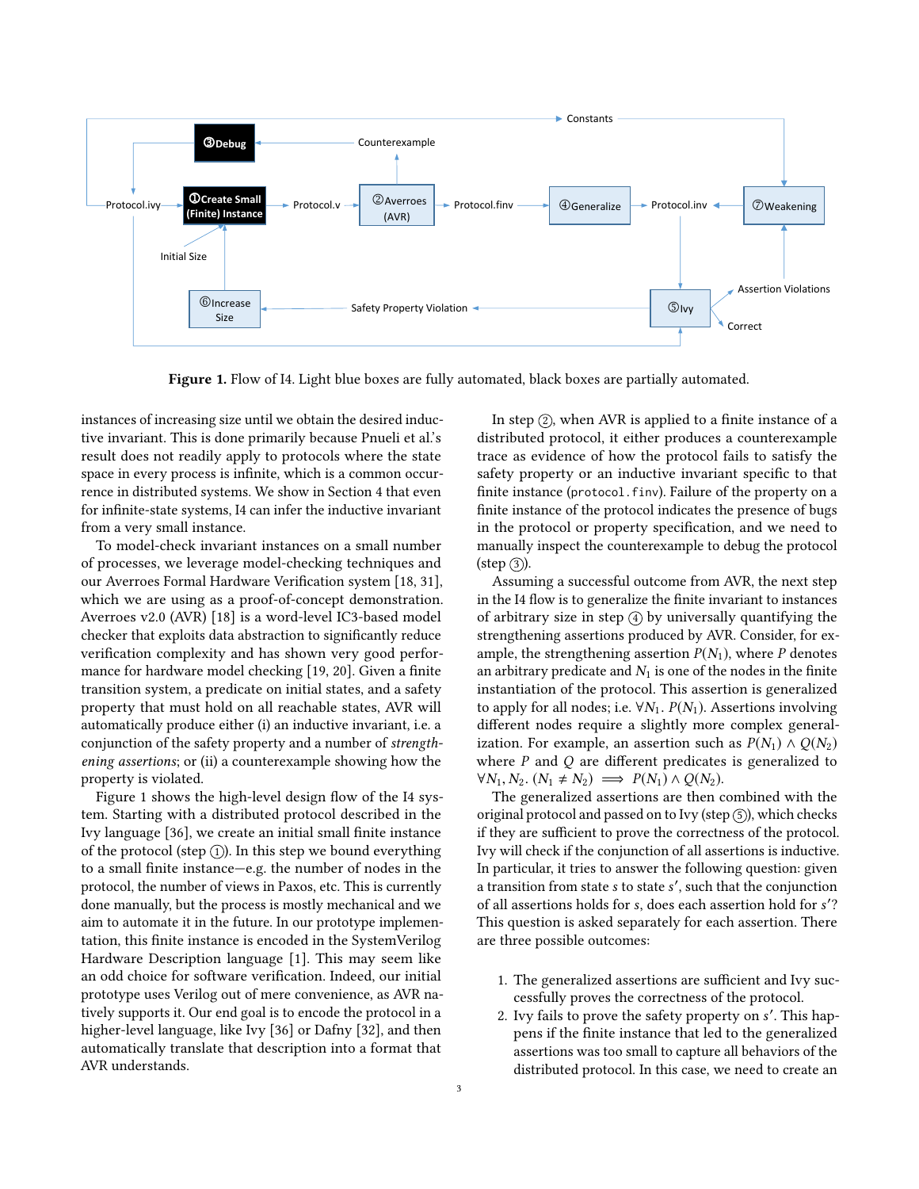**Figure 1.** Flow of I4. Light blue boxes are fully automated, black boxes are partially automated.

instances of increasing size until we obtain the desired inductive invariant. This is done primarily because Pnueli et al.'s result does not readily apply to protocols where the state space in every process is infinite, which is a common occurrence in distributed systems. We show in Section 4 that even for infinite-state systems, I4 can infer the inductive invariant from a very small instance.

To model-check invariant instances on a small number of processes, we leverage model-checking techniques and our Averroes Formal Hardware Verification system [18, 31], which we are using as a proof-of-concept demonstration. Averroes v2.0 (AVR) [18] is a word-level IC3-based model checker that exploits data abstraction to significantly reduce verification complexity and has shown very good performance for hardware model checking [19, 20]. Given a finite transition system, a predicate on initial states, and a safety property that must hold on all reachable states, AVR will automatically produce either (i) an inductive invariant, i.e. a conjunction of the safety property and a number of *strengthening assertions*; or (ii) a counterexample showing how the property is violated.

Figure 1 shows the high-level design flow of the I4 system. Starting with a distributed protocol described in the Ivy language [36], we create an initial small finite instance of the protocol (step ①). In this step we bound everything to a small finite instance—e.g. the number of nodes in the protocol, the number of views in Paxos, etc. This is currently done manually, but the process is mostly mechanical and we aim to automate it in the future. In our prototype implementation, this finite instance is encoded in the SystemVerilog Hardware Description language [1]. This may seem like an odd choice for software verification. Indeed, our initial prototype uses Verilog out of mere convenience, as AVR natively supports it. Our end goal is to encode the protocol in a higher-level language, like Ivy [36] or Dafny [32], and then automatically translate that description into a format that AVR understands.

In step ②, when AVR is applied to a finite instance of a distributed protocol, it either produces a counterexample trace as evidence of how the protocol fails to satisfy the safety property or an inductive invariant specific to that finite instance (`protocol.finv`). Failure of the property on a finite instance of the protocol indicates the presence of bugs in the protocol or property specification, and we need to manually inspect the counterexample to debug the protocol (step ③).

Assuming a successful outcome from AVR, the next step in the I4 flow is to generalize the finite invariant to instances of arbitrary size in step ④ by universally quantifying the strengthening assertions produced by AVR. Consider, for example, the strengthening assertion $P(N_1)$, where $P$ denotes an arbitrary predicate and $N_1$ is one of the nodes in the finite instantiation of the protocol. This assertion is generalized to apply for all nodes; i.e. $\forall N_1.\ P(N_1)$. Assertions involving different nodes require a slightly more complex generalization. For example, an assertion such as $P(N_1) \wedge Q(N_2)$ where $P$ and $Q$ are different predicates is generalized to $\forall N_1, N_2.\ (N_1 \neq N_2) \implies P(N_1) \wedge Q(N_2)$.

The generalized assertions are then combined with the original protocol and passed on to Ivy (step ⑤), which checks if they are sufficient to prove the correctness of the protocol. Ivy will check if the conjunction of all assertions is inductive. In particular, it tries to answer the following question: given a transition from state $s$ to state $s'$, such that the conjunction of all assertions holds for $s$, does each assertion hold for $s'$? This question is asked separately for each assertion. There are three possible outcomes:

1. The generalized assertions are sufficient and Ivy successfully proves the correctness of the protocol.
2. Ivy fails to prove the safety property on $s'$. This happens if the finite instance that led to the generalized assertions was too small to capture all behaviors of the distributed protocol. In this case, we need to create an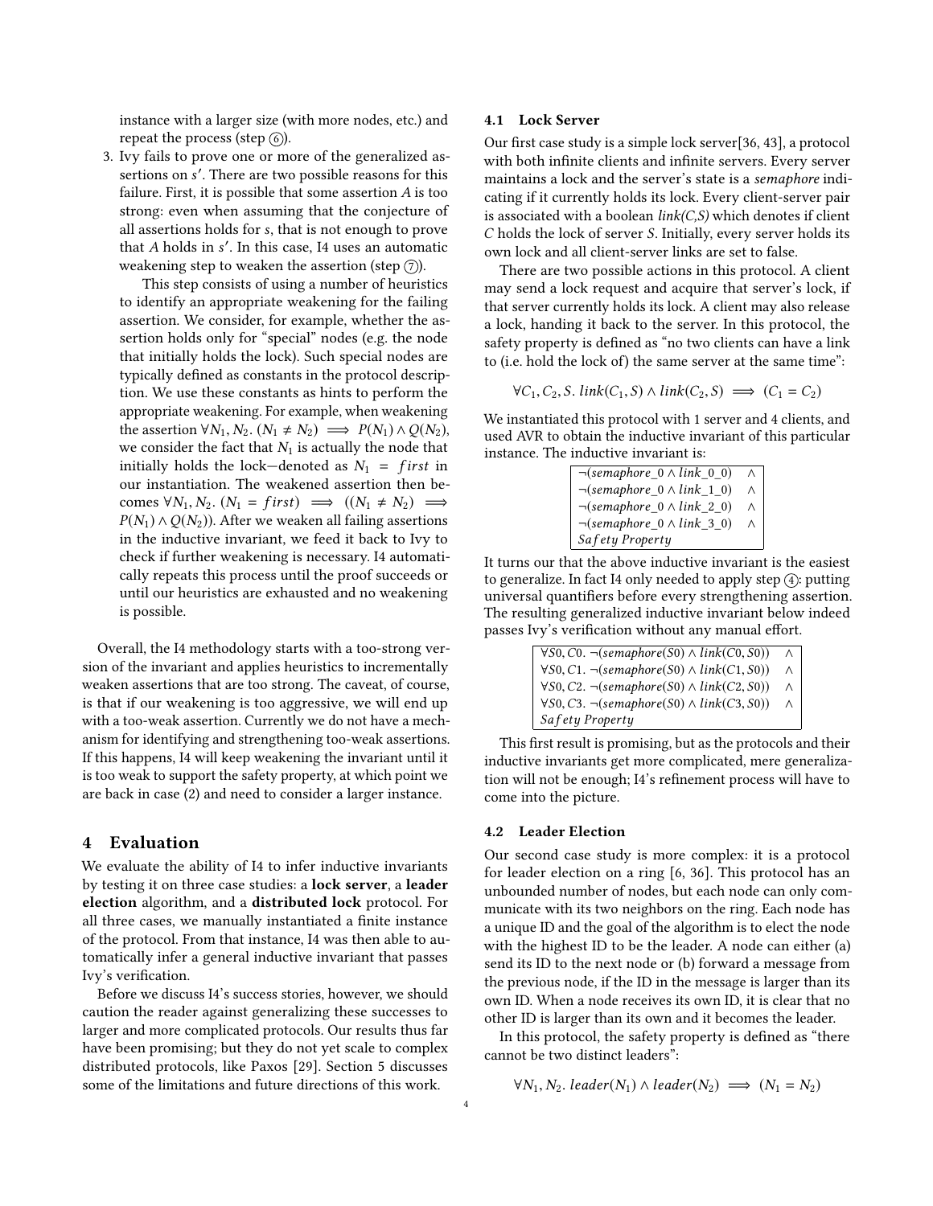instance with a larger size (with more nodes, etc.) and repeat the process (step ⑥).

3. Ivy fails to prove one or more of the generalized assertions on $s'$. There are two possible reasons for this failure. First, it is possible that some assertion $A$ is too strong: even when assuming that the conjecture of all assertions holds for $s$, that is not enough to prove that $A$ holds in $s'$. In this case, I4 uses an automatic weakening step to weaken the assertion (step ⑦).

   This step consists of using a number of heuristics to identify an appropriate weakening for the failing assertion. We consider, for example, whether the assertion holds only for "special" nodes (e.g. the node that initially holds the lock). Such special nodes are typically defined as constants in the protocol description. We use these constants as hints to perform the appropriate weakening. For example, when weakening the assertion $\forall N_1, N_2.\ (N_1 \neq N_2) \implies P(N_1) \wedge Q(N_2)$, we consider the fact that $N_1$ is actually the node that initially holds the lock—denoted as $N_1 = first$ in our instantiation. The weakened assertion then becomes $\forall N_1, N_2.\ (N_1 = first) \implies ((N_1 \neq N_2) \implies P(N_1) \wedge Q(N_2))$. After we weaken all failing assertions in the inductive invariant, we feed it back to Ivy to check if further weakening is necessary. I4 automatically repeats this process until the proof succeeds or until our heuristics are exhausted and no weakening is possible.

Overall, the I4 methodology starts with a too-strong version of the invariant and applies heuristics to incrementally weaken assertions that are too strong. The caveat, of course, is that if our weakening is too aggressive, we will end up with a too-weak assertion. Currently we do not have a mechanism for identifying and strengthening too-weak assertions. If this happens, I4 will keep weakening the invariant until it is too weak to support the safety property, at which point we are back in case (2) and need to consider a larger instance.

# 4 Evaluation

We evaluate the ability of I4 to infer inductive invariants by testing it on three case studies: a **lock server**, a **leader election** algorithm, and a **distributed lock** protocol. For all three cases, we manually instantiated a finite instance of the protocol. From that instance, I4 was then able to automatically infer a general inductive invariant that passes Ivy's verification.

Before we discuss I4's success stories, however, we should caution the reader against generalizing these successes to larger and more complicated protocols. Our results thus far have been promising; but they do not yet scale to complex distributed protocols, like Paxos [29]. Section 5 discusses some of the limitations and future directions of this work.

## 4.1 Lock Server

Our first case study is a simple lock server[36, 43], a protocol with both infinite clients and infinite servers. Every server maintains a lock and the server's state is a *semaphore* indicating if it currently holds its lock. Every client-server pair is associated with a boolean *link(C,S)* which denotes if client $C$ holds the lock of server $S$. Initially, every server holds its own lock and all client-server links are set to false.

There are two possible actions in this protocol. A client may send a lock request and acquire that server's lock, if that server currently holds its lock. A client may also release a lock, handing it back to the server. In this protocol, the safety property is defined as "no two clients can have a link to (i.e. hold the lock of) the same server at the same time":

$$\forall C_1, C_2, S.\ link(C_1, S) \wedge link(C_2, S) \implies (C_1 = C_2)$$

We instantiated this protocol with 1 server and 4 clients, and used AVR to obtain the inductive invariant of this particular instance. The inductive invariant is:

$$\begin{array}{|ll|}\hline \neg(semaphore\_0 \wedge link\_0\_0) & \wedge \\ \neg(semaphore\_0 \wedge link\_1\_0) & \wedge \\ \neg(semaphore\_0 \wedge link\_2\_0) & \wedge \\ \neg(semaphore\_0 \wedge link\_3\_0) & \wedge \\ Safety\ Property & \\ \hline\end{array}$$

It turns our that the above inductive invariant is the easiest to generalize. In fact I4 only needed to apply step ④: putting universal quantifiers before every strengthening assertion. The resulting generalized inductive invariant below indeed passes Ivy's verification without any manual effort.

$$\begin{array}{|ll|}\hline \forall S0, C0.\ \neg(semaphore(S0) \wedge link(C0, S0)) & \wedge \\ \forall S0, C1.\ \neg(semaphore(S0) \wedge link(C1, S0)) & \wedge \\ \forall S0, C2.\ \neg(semaphore(S0) \wedge link(C2, S0)) & \wedge \\ \forall S0, C3.\ \neg(semaphore(S0) \wedge link(C3, S0)) & \wedge \\ Safety\ Property & \\ \hline\end{array}$$

This first result is promising, but as the protocols and their inductive invariants get more complicated, mere generalization will not be enough; I4's refinement process will have to come into the picture.

## 4.2 Leader Election

Our second case study is more complex: it is a protocol for leader election on a ring [6, 36]. This protocol has an unbounded number of nodes, but each node can only communicate with its two neighbors on the ring. Each node has a unique ID and the goal of the algorithm is to elect the node with the highest ID to be the leader. A node can either (a) send its ID to the next node or (b) forward a message from the previous node, if the ID in the message is larger than its own ID. When a node receives its own ID, it is clear that no other ID is larger than its own and it becomes the leader.

In this protocol, the safety property is defined as "there cannot be two distinct leaders":

$$\forall N_1, N_2.\ leader(N_1) \wedge leader(N_2) \implies (N_1 = N_2)$$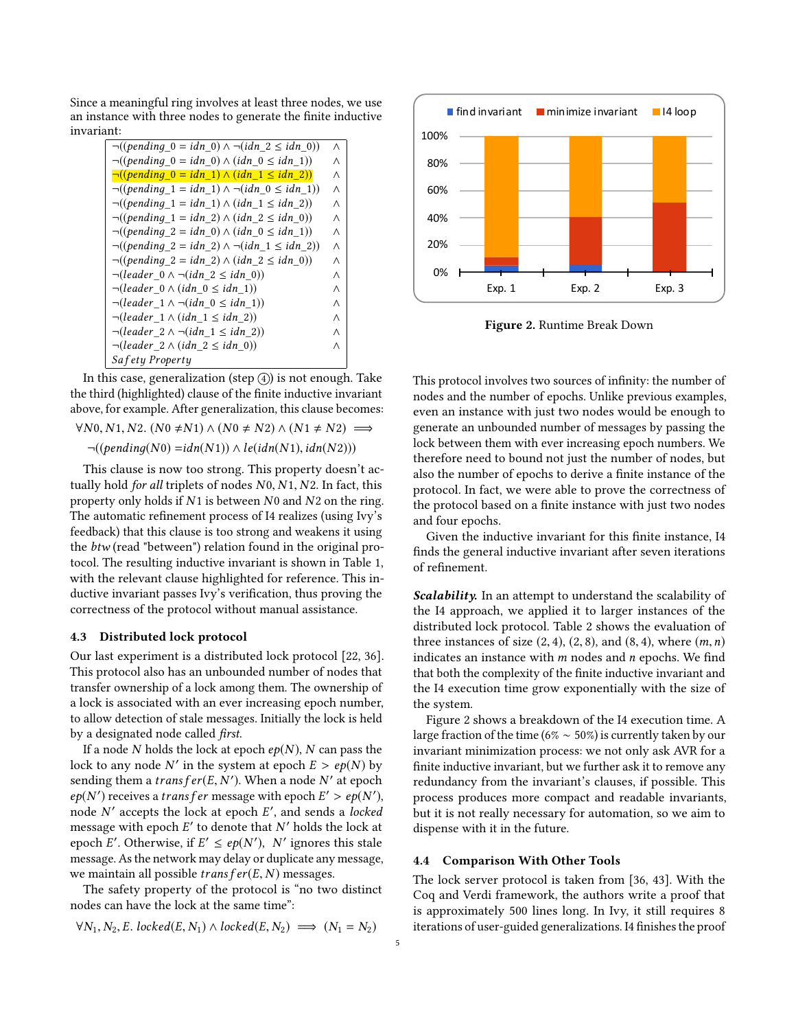Since a meaningful ring involves at least three nodes, we use an instance with three nodes to generate the finite inductive invariant:

$$
\begin{array}{ll}
\neg((pending\_0 = idn\_0) \wedge \neg(idn\_2 \leq idn\_0)) & \wedge \\
\neg((pending\_0 = idn\_0) \wedge (idn\_0 \leq idn\_1)) & \wedge \\
\neg((pending\_0 = idn\_1) \wedge (idn\_1 \leq idn\_2)) & \wedge \\
\neg((pending\_1 = idn\_1) \wedge \neg(idn\_0 \leq idn\_1)) & \wedge \\
\neg((pending\_1 = idn\_1) \wedge (idn\_1 \leq idn\_2)) & \wedge \\
\neg((pending\_1 = idn\_2) \wedge (idn\_2 \leq idn\_0)) & \wedge \\
\neg((pending\_2 = idn\_0) \wedge (idn\_0 \leq idn\_1)) & \wedge \\
\neg((pending\_2 = idn\_2) \wedge \neg(idn\_1 \leq idn\_2)) & \wedge \\
\neg((pending\_2 = idn\_2) \wedge (idn\_2 \leq idn\_0)) & \wedge \\
\neg(leader\_0 \wedge \neg(idn\_2 \leq idn\_0)) & \wedge \\
\neg(leader\_0 \wedge (idn\_0 \leq idn\_1)) & \wedge \\
\neg(leader\_1 \wedge \neg(idn\_0 \leq idn\_1)) & \wedge \\
\neg(leader\_1 \wedge (idn\_1 \leq idn\_2)) & \wedge \\
\neg(leader\_2 \wedge \neg(idn\_1 \leq idn\_2)) & \wedge \\
\neg(leader\_2 \wedge (idn\_2 \leq idn\_0)) & \wedge \\
Safety\ Property &
\end{array}
$$

In this case, generalization (step ④) is not enough. Take the third (highlighted) clause of the finite inductive invariant above, for example. After generalization, this clause becomes:

$$\forall N0, N1, N2.\ (N0 \neq N1) \wedge (N0 \neq N2) \wedge (N1 \neq N2) \implies$$
$$\neg((pending(N0) = idn(N1)) \wedge le(idn(N1), idn(N2)))$$

This clause is now too strong. This property doesn't actually hold *for all* triplets of nodes $N0, N1, N2$. In fact, this property only holds if $N1$ is between $N0$ and $N2$ on the ring. The automatic refinement process of I4 realizes (using Ivy's feedback) that this clause is too strong and weakens it using the *btw* (read "between") relation found in the original protocol. The resulting inductive invariant is shown in Table 1, with the relevant clause highlighted for reference. This inductive invariant passes Ivy's verification, thus proving the correctness of the protocol without manual assistance.

### 4.3 Distributed lock protocol

Our last experiment is a distributed lock protocol [22, 36]. This protocol also has an unbounded number of nodes that transfer ownership of a lock among them. The ownership of a lock is associated with an ever increasing epoch number, to allow detection of stale messages. Initially the lock is held by a designated node called *first*.

If a node $N$ holds the lock at epoch $ep(N)$, $N$ can pass the lock to any node $N'$ in the system at epoch $E > ep(N)$ by sending them a $transfer(E, N')$. When a node $N'$ at epoch $ep(N')$ receives a $transfer$ message with epoch $E' > ep(N')$, node $N'$ accepts the lock at epoch $E'$, and sends a *locked* message with epoch $E'$ to denote that $N'$ holds the lock at epoch $E'$. Otherwise, if $E' \leq ep(N')$, $N'$ ignores this stale message. As the network may delay or duplicate any message, we maintain all possible $transfer(E, N)$ messages.

The safety property of the protocol is "no two distinct nodes can have the lock at the same time":

$$\forall N_1, N_2, E.\ locked(E, N_1) \wedge locked(E, N_2) \implies (N_1 = N_2)$$

This protocol involves two sources of infinity: the number of nodes and the number of epochs. Unlike previous examples, even an instance with just two nodes would be enough to generate an unbounded number of messages by passing the lock between them with ever increasing epoch numbers. We therefore need to bound not just the number of nodes, but also the number of epochs to derive a finite instance of the protocol. In fact, we were able to prove the correctness of the protocol based on a finite instance with just two nodes and four epochs.

Given the inductive invariant for this finite instance, I4 finds the general inductive invariant after seven iterations of refinement.

***Scalability.*** In an attempt to understand the scalability of the I4 approach, we applied it to larger instances of the distributed lock protocol. Table 2 shows the evaluation of three instances of size $(2, 4)$, $(2, 8)$, and $(8, 4)$, where $(m, n)$ indicates an instance with $m$ nodes and $n$ epochs. We find that both the complexity of the finite inductive invariant and the I4 execution time grow exponentially with the size of the system.

Figure 2 shows a breakdown of the I4 execution time. A large fraction of the time ($6\% \sim 50\%$) is currently taken by our invariant minimization process: we not only ask AVR for a finite inductive invariant, but we further ask it to remove any redundancy from the invariant's clauses, if possible. This process produces more compact and readable invariants, but it is not really necessary for automation, so we aim to dispense with it in the future.

**Figure 2.** Runtime Break Down

### 4.4 Comparison With Other Tools

The lock server protocol is taken from [36, 43]. With the Coq and Verdi framework, the authors write a proof that is approximately 500 lines long. In Ivy, it still requires 8 iterations of user-guided generalizations. I4 finishes the proof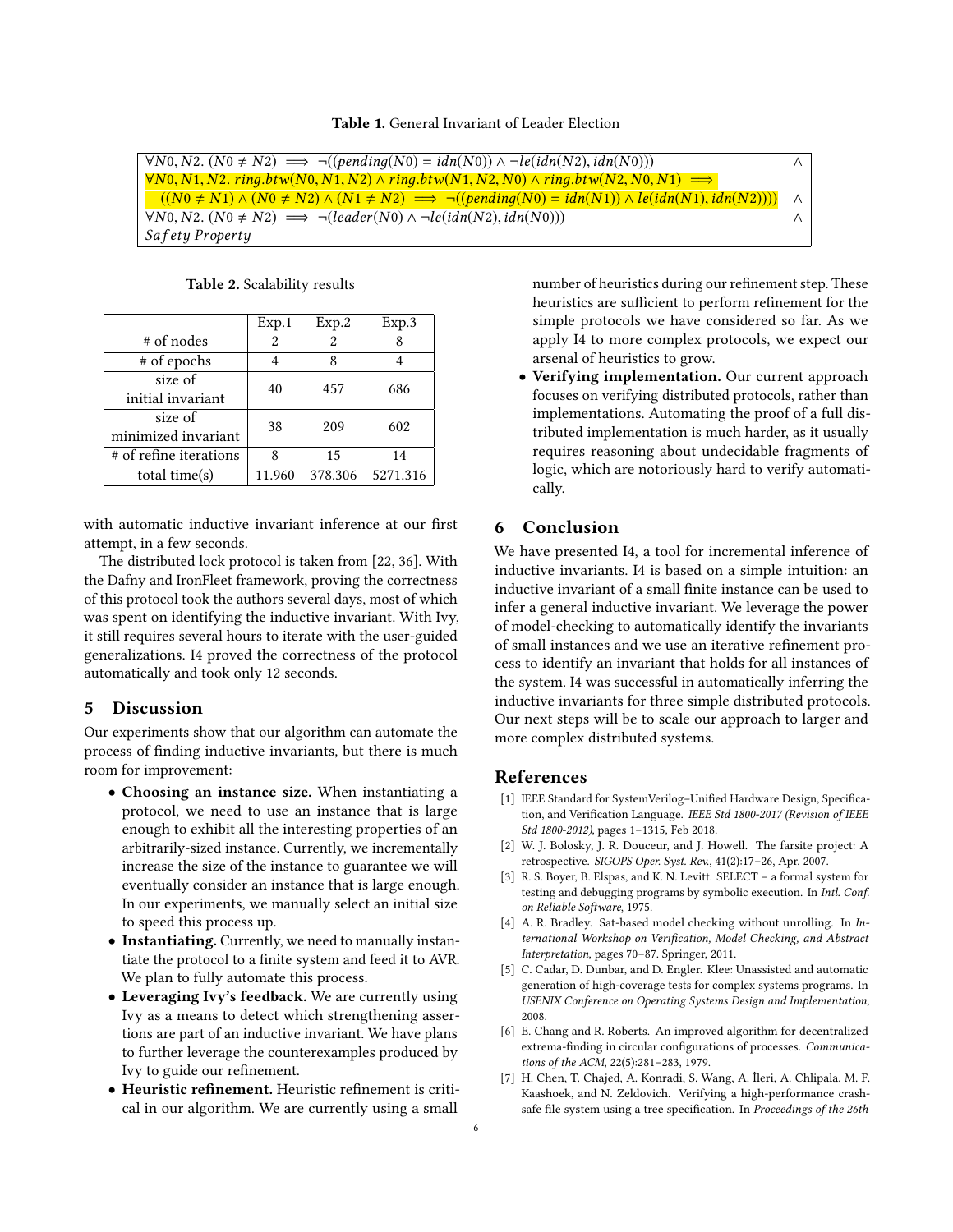**Table 1.** General Invariant of Leader Election

| |
|---|
| $\forall N0, N2.\ (N0 \neq N2) \implies \neg((pending(N0) = idn(N0)) \land \neg le(idn(N2), idn(N0)))$ $\land$ |
| $\forall N0, N1, N2.\ ring.btw(N0, N1, N2) \land ring.btw(N1, N2, N0) \land ring.btw(N2, N0, N1) \implies$ $((N0 \neq N1) \land (N0 \neq N2) \land (N1 \neq N2) \implies \neg((pending(N0) = idn(N1)) \land le(idn(N1), idn(N2))))$ $\land$ |
| $\forall N0, N2.\ (N0 \neq N2) \implies \neg(leader(N0) \land \neg le(idn(N2), idn(N0)))$ $\land$ |
| *Safety Property* |

**Table 2.** Scalability results

| | Exp.1 | Exp.2 | Exp.3 |
|---|---|---|---|
| # of nodes | 2 | 2 | 8 |
| # of epochs | 4 | 8 | 4 |
| size of initial invariant | 40 | 457 | 686 |
| size of minimized invariant | 38 | 209 | 602 |
| # of refine iterations | 8 | 15 | 14 |
| total time(s) | 11.960 | 378.306 | 5271.316 |

with automatic inductive invariant inference at our first attempt, in a few seconds.

The distributed lock protocol is taken from [22, 36]. With the Dafny and IronFleet framework, proving the correctness of this protocol took the authors several days, most of which was spent on identifying the inductive invariant. With Ivy, it still requires several hours to iterate with the user-guided generalizations. I4 proved the correctness of the protocol automatically and took only 12 seconds.

## 5 Discussion

Our experiments show that our algorithm can automate the process of finding inductive invariants, but there is much room for improvement:

- **Choosing an instance size.** When instantiating a protocol, we need to use an instance that is large enough to exhibit all the interesting properties of an arbitrarily-sized instance. Currently, we incrementally increase the size of the instance to guarantee we will eventually consider an instance that is large enough. In our experiments, we manually select an initial size to speed this process up.
- **Instantiating.** Currently, we need to manually instantiate the protocol to a finite system and feed it to AVR. We plan to fully automate this process.
- **Leveraging Ivy's feedback.** We are currently using Ivy as a means to detect which strengthening assertions are part of an inductive invariant. We have plans to further leverage the counterexamples produced by Ivy to guide our refinement.
- **Heuristic refinement.** Heuristic refinement is critical in our algorithm. We are currently using a small number of heuristics during our refinement step. These heuristics are sufficient to perform refinement for the simple protocols we have considered so far. As we apply I4 to more complex protocols, we expect our arsenal of heuristics to grow.
- **Verifying implementation.** Our current approach focuses on verifying distributed protocols, rather than implementations. Automating the proof of a full distributed implementation is much harder, as it usually requires reasoning about undecidable fragments of logic, which are notoriously hard to verify automatically.

## 6 Conclusion

We have presented I4, a tool for incremental inference of inductive invariants. I4 is based on a simple intuition: an inductive invariant of a small finite instance can be used to infer a general inductive invariant. We leverage the power of model-checking to automatically identify the invariants of small instances and we use an iterative refinement process to identify an invariant that holds for all instances of the system. I4 was successful in automatically inferring the inductive invariants for three simple distributed protocols. Our next steps will be to scale our approach to larger and more complex distributed systems.

## References

[1] IEEE Standard for SystemVerilog–Unified Hardware Design, Specification, and Verification Language. *IEEE Std 1800-2017 (Revision of IEEE Std 1800-2012)*, pages 1–1315, Feb 2018.

[2] W. J. Bolosky, J. R. Douceur, and J. Howell. The farsite project: A retrospective. *SIGOPS Oper. Syst. Rev.*, 41(2):17–26, Apr. 2007.

[3] R. S. Boyer, B. Elspas, and K. N. Levitt. SELECT – a formal system for testing and debugging programs by symbolic execution. In *Intl. Conf. on Reliable Software*, 1975.

[4] A. R. Bradley. Sat-based model checking without unrolling. In *International Workshop on Verification, Model Checking, and Abstract Interpretation*, pages 70–87. Springer, 2011.

[5] C. Cadar, D. Dunbar, and D. Engler. Klee: Unassisted and automatic generation of high-coverage tests for complex systems programs. In *USENIX Conference on Operating Systems Design and Implementation*, 2008.

[6] E. Chang and R. Roberts. An improved algorithm for decentralized extrema-finding in circular configurations of processes. *Communications of the ACM*, 22(5):281–283, 1979.

[7] H. Chen, T. Chajed, A. Konradi, S. Wang, A. İleri, A. Chlipala, M. F. Kaashoek, and N. Zeldovich. Verifying a high-performance crash-safe file system using a tree specification. In *Proceedings of the 26th*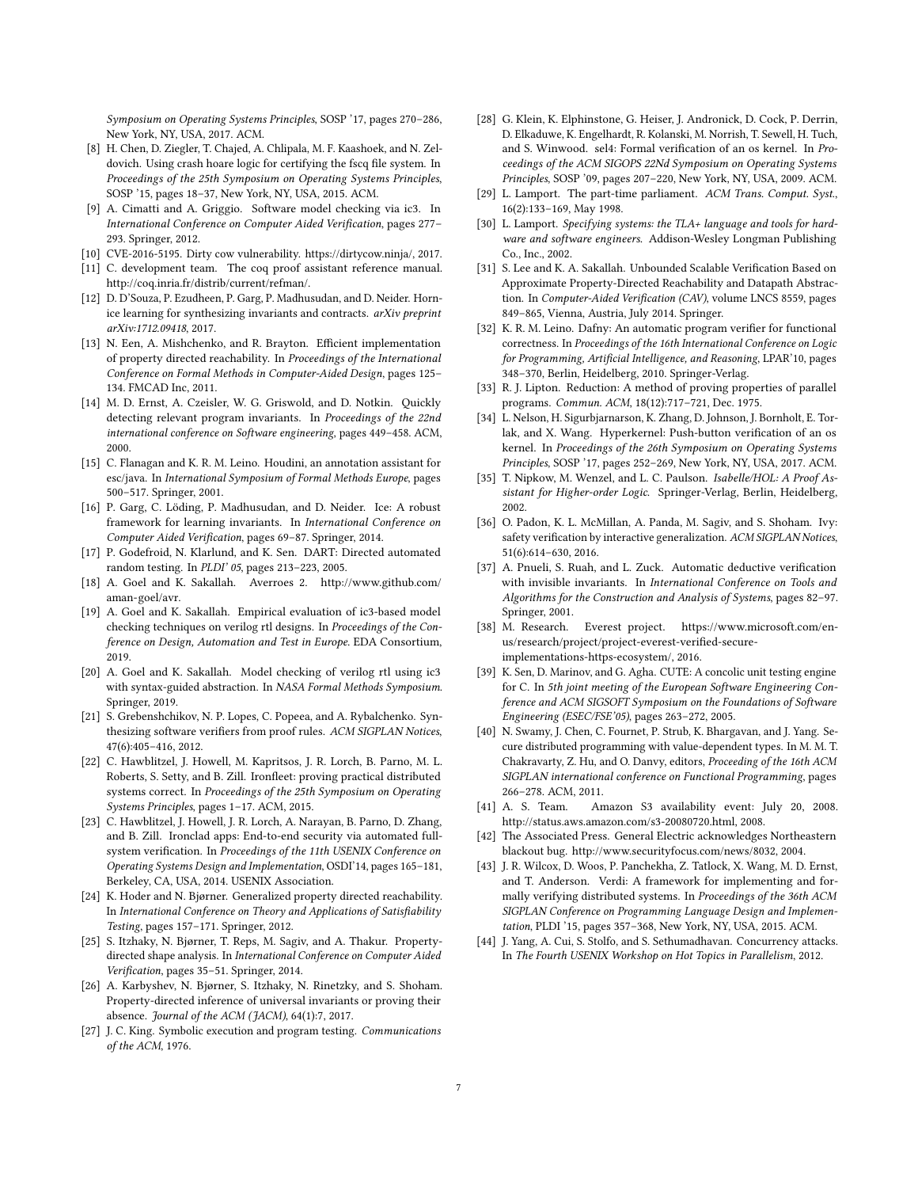*Symposium on Operating Systems Principles*, SOSP '17, pages 270–286, New York, NY, USA, 2017. ACM.

[8] H. Chen, D. Ziegler, T. Chajed, A. Chlipala, M. F. Kaashoek, and N. Zeldovich. Using crash hoare logic for certifying the fscq file system. In *Proceedings of the 25th Symposium on Operating Systems Principles*, SOSP '15, pages 18–37, New York, NY, USA, 2015. ACM.

[9] A. Cimatti and A. Griggio. Software model checking via ic3. In *International Conference on Computer Aided Verification*, pages 277–293. Springer, 2012.

[10] CVE-2016-5195. Dirty cow vulnerability. https://dirtycow.ninja/, 2017.

[11] C. development team. The coq proof assistant reference manual. http://coq.inria.fr/distrib/current/refman/.

[12] D. D'Souza, P. Ezudheen, P. Garg, P. Madhusudan, and D. Neider. Horn-ice learning for synthesizing invariants and contracts. *arXiv preprint arXiv:1712.09418*, 2017.

[13] N. Een, A. Mishchenko, and R. Brayton. Efficient implementation of property directed reachability. In *Proceedings of the International Conference on Formal Methods in Computer-Aided Design*, pages 125–134. FMCAD Inc, 2011.

[14] M. D. Ernst, A. Czeisler, W. G. Griswold, and D. Notkin. Quickly detecting relevant program invariants. In *Proceedings of the 22nd international conference on Software engineering*, pages 449–458. ACM, 2000.

[15] C. Flanagan and K. R. M. Leino. Houdini, an annotation assistant for esc/java. In *International Symposium of Formal Methods Europe*, pages 500–517. Springer, 2001.

[16] P. Garg, C. Löding, P. Madhusudan, and D. Neider. Ice: A robust framework for learning invariants. In *International Conference on Computer Aided Verification*, pages 69–87. Springer, 2014.

[17] P. Godefroid, N. Klarlund, and K. Sen. DART: Directed automated random testing. In *PLDI' 05*, pages 213–223, 2005.

[18] A. Goel and K. Sakallah. Averroes 2. http://www.github.com/aman-goel/avr.

[19] A. Goel and K. Sakallah. Empirical evaluation of ic3-based model checking techniques on verilog rtl designs. In *Proceedings of the Conference on Design, Automation and Test in Europe*. EDA Consortium, 2019.

[20] A. Goel and K. Sakallah. Model checking of verilog rtl using ic3 with syntax-guided abstraction. In *NASA Formal Methods Symposium*. Springer, 2019.

[21] S. Grebenshchikov, N. P. Lopes, C. Popeea, and A. Rybalchenko. Synthesizing software verifiers from proof rules. *ACM SIGPLAN Notices*, 47(6):405–416, 2012.

[22] C. Hawblitzel, J. Howell, M. Kapritsos, J. R. Lorch, B. Parno, M. L. Roberts, S. Setty, and B. Zill. Ironfleet: proving practical distributed systems correct. In *Proceedings of the 25th Symposium on Operating Systems Principles*, pages 1–17. ACM, 2015.

[23] C. Hawblitzel, J. Howell, J. R. Lorch, A. Narayan, B. Parno, D. Zhang, and B. Zill. Ironclad apps: End-to-end security via automated full-system verification. In *Proceedings of the 11th USENIX Conference on Operating Systems Design and Implementation*, OSDI'14, pages 165–181, Berkeley, CA, USA, 2014. USENIX Association.

[24] K. Hoder and N. Bjørner. Generalized property directed reachability. In *International Conference on Theory and Applications of Satisfiability Testing*, pages 157–171. Springer, 2012.

[25] S. Itzhaky, N. Bjørner, T. Reps, M. Sagiv, and A. Thakur. Property-directed shape analysis. In *International Conference on Computer Aided Verification*, pages 35–51. Springer, 2014.

[26] A. Karbyshev, N. Bjørner, S. Itzhaky, N. Rinetzky, and S. Shoham. Property-directed inference of universal invariants or proving their absence. *Journal of the ACM (JACM)*, 64(1):7, 2017.

[27] J. C. King. Symbolic execution and program testing. *Communications of the ACM*, 1976.

[28] G. Klein, K. Elphinstone, G. Heiser, J. Andronick, D. Cock, P. Derrin, D. Elkaduwe, K. Engelhardt, R. Kolanski, M. Norrish, T. Sewell, H. Tuch, and S. Winwood. sel4: Formal verification of an os kernel. In *Proceedings of the ACM SIGOPS 22Nd Symposium on Operating Systems Principles*, SOSP '09, pages 207–220, New York, NY, USA, 2009. ACM.

[29] L. Lamport. The part-time parliament. *ACM Trans. Comput. Syst.*, 16(2):133–169, May 1998.

[30] L. Lamport. *Specifying systems: the TLA+ language and tools for hardware and software engineers*. Addison-Wesley Longman Publishing Co., Inc., 2002.

[31] S. Lee and K. A. Sakallah. Unbounded Scalable Verification Based on Approximate Property-Directed Reachability and Datapath Abstraction. In *Computer-Aided Verification (CAV)*, volume LNCS 8559, pages 849–865, Vienna, Austria, July 2014. Springer.

[32] K. R. M. Leino. Dafny: An automatic program verifier for functional correctness. In *Proceedings of the 16th International Conference on Logic for Programming, Artificial Intelligence, and Reasoning*, LPAR'10, pages 348–370, Berlin, Heidelberg, 2010. Springer-Verlag.

[33] R. J. Lipton. Reduction: A method of proving properties of parallel programs. *Commun. ACM*, 18(12):717–721, Dec. 1975.

[34] L. Nelson, H. Sigurbjarnarson, K. Zhang, D. Johnson, J. Bornholt, E. Torlak, and X. Wang. Hyperkernel: Push-button verification of an os kernel. In *Proceedings of the 26th Symposium on Operating Systems Principles*, SOSP '17, pages 252–269, New York, NY, USA, 2017. ACM.

[35] T. Nipkow, M. Wenzel, and L. C. Paulson. *Isabelle/HOL: A Proof Assistant for Higher-order Logic*. Springer-Verlag, Berlin, Heidelberg, 2002.

[36] O. Padon, K. L. McMillan, A. Panda, M. Sagiv, and S. Shoham. Ivy: safety verification by interactive generalization. *ACM SIGPLAN Notices*, 51(6):614–630, 2016.

[37] A. Pnueli, S. Ruah, and L. Zuck. Automatic deductive verification with invisible invariants. In *International Conference on Tools and Algorithms for the Construction and Analysis of Systems*, pages 82–97. Springer, 2001.

[38] M. Research. Everest project. https://www.microsoft.com/en-us/research/project/project-everest-verified-secure-implementations-https-ecosystem/, 2016.

[39] K. Sen, D. Marinov, and G. Agha. CUTE: A concolic unit testing engine for C. In *5th joint meeting of the European Software Engineering Conference and ACM SIGSOFT Symposium on the Foundations of Software Engineering (ESEC/FSE'05)*, pages 263–272, 2005.

[40] N. Swamy, J. Chen, C. Fournet, P. Strub, K. Bhargavan, and J. Yang. Secure distributed programming with value-dependent types. In M. M. T. Chakravarty, Z. Hu, and O. Danvy, editors, *Proceeding of the 16th ACM SIGPLAN international conference on Functional Programming*, pages 266–278. ACM, 2011.

[41] A. S. Team. Amazon S3 availability event: July 20, 2008. http://status.aws.amazon.com/s3-20080720.html, 2008.

[42] The Associated Press. General Electric acknowledges Northeastern blackout bug. http://www.securityfocus.com/news/8032, 2004.

[43] J. R. Wilcox, D. Woos, P. Panchekha, Z. Tatlock, X. Wang, M. D. Ernst, and T. Anderson. Verdi: A framework for implementing and formally verifying distributed systems. In *Proceedings of the 36th ACM SIGPLAN Conference on Programming Language Design and Implementation*, PLDI '15, pages 357–368, New York, NY, USA, 2015. ACM.

[44] J. Yang, A. Cui, S. Stolfo, and S. Sethumadhavan. Concurrency attacks. In *The Fourth USENIX Workshop on Hot Topics in Parallelism*, 2012.